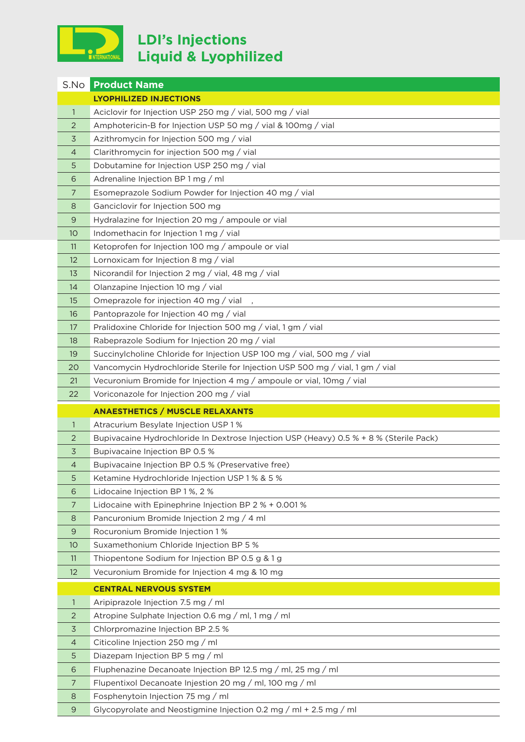# LDI's Injections
# Liquid & Lyophilized

| S.No | Product Name |
|---|---|
| | **LYOPHILIZED INJECTIONS** |
| 1 | Aciclovir for Injection USP 250 mg / vial, 500 mg / vial |
| 2 | Amphotericin-B for Injection USP 50 mg / vial & 100mg / vial |
| 3 | Azithromycin for Injection 500 mg / vial |
| 4 | Clarithromycin for injection 500 mg / vial |
| 5 | Dobutamine for Injection USP 250 mg / vial |
| 6 | Adrenaline Injection BP 1 mg / ml |
| 7 | Esomeprazole Sodium Powder for Injection 40 mg / vial |
| 8 | Ganciclovir for Injection 500 mg |
| 9 | Hydralazine for Injection 20 mg / ampoule or vial |
| 10 | Indomethacin for Injection 1 mg / vial |
| 11 | Ketoprofen for Injection 100 mg / ampoule or vial |
| 12 | Lornoxicam for Injection 8 mg / vial |
| 13 | Nicorandil for Injection 2 mg / vial, 48 mg / vial |
| 14 | Olanzapine Injection 10 mg / vial |
| 15 | Omeprazole for injection 40 mg / vial , |
| 16 | Pantoprazole for Injection 40 mg / vial |
| 17 | Pralidoxine Chloride for Injection 500 mg / vial, 1 gm / vial |
| 18 | Rabeprazole Sodium for Injection 20 mg / vial |
| 19 | Succinylcholine Chloride for Injection USP 100 mg / vial, 500 mg / vial |
| 20 | Vancomycin Hydrochloride Sterile for Injection USP 500 mg / vial, 1 gm / vial |
| 21 | Vecuronium Bromide for Injection 4 mg / ampoule or vial, 10mg / vial |
| 22 | Voriconazole for Injection 200 mg / vial |
| | **ANAESTHETICS / MUSCLE RELAXANTS** |
| 1 | Atracurium Besylate Injection USP 1 % |
| 2 | Bupivacaine Hydrochloride In Dextrose Injection USP (Heavy) 0.5 % + 8 % (Sterile Pack) |
| 3 | Bupivacaine Injection BP 0.5 % |
| 4 | Bupivacaine Injection BP 0.5 % (Preservative free) |
| 5 | Ketamine Hydrochloride Injection USP 1 % & 5 % |
| 6 | Lidocaine Injection BP 1 %, 2 % |
| 7 | Lidocaine with Epinephrine Injection BP 2 % + 0.001 % |
| 8 | Pancuronium Bromide Injection 2 mg / 4 ml |
| 9 | Rocuronium Bromide Injection 1 % |
| 10 | Suxamethonium Chloride Injection BP 5 % |
| 11 | Thiopentone Sodium for Injection BP 0.5 g & 1 g |
| 12 | Vecuronium Bromide for Injection 4 mg & 10 mg |
| | **CENTRAL NERVOUS SYSTEM** |
| 1 | Aripiprazole Injection 7.5 mg / ml |
| 2 | Atropine Sulphate Injection 0.6 mg / ml, 1 mg / ml |
| 3 | Chlorpromazine Injection BP 2.5 % |
| 4 | Citicoline Injection 250 mg / ml |
| 5 | Diazepam Injection BP 5 mg / ml |
| 6 | Fluphenazine Decanoate Injection BP 12.5 mg / ml, 25 mg / ml |
| 7 | Flupentixol Decanoate Injestion 20 mg / ml, 100 mg / ml |
| 8 | Fosphenytoin Injection 75 mg / ml |
| 9 | Glycopyrolate and Neostigmine Injection 0.2 mg / ml + 2.5 mg / ml |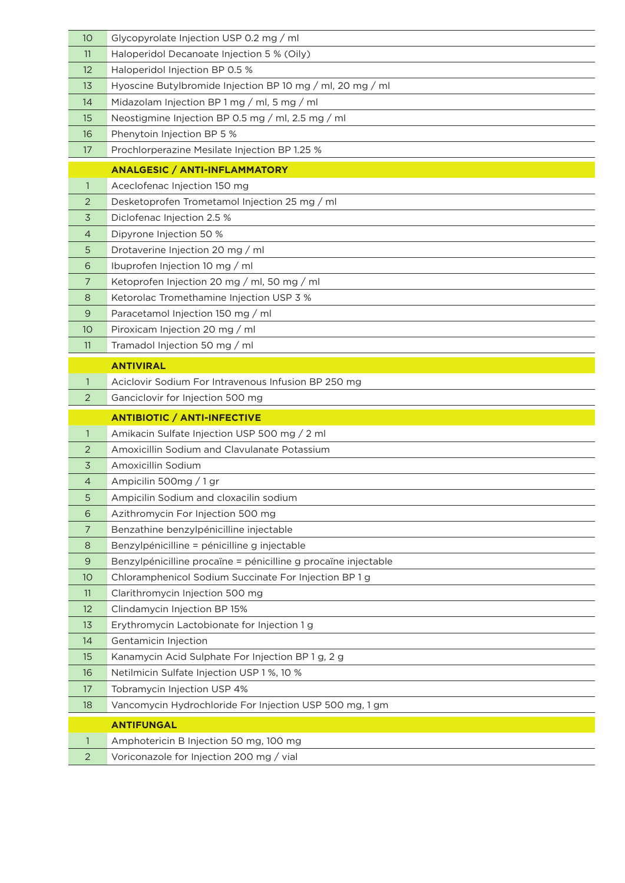| | |
|---|---|
| 10 | Glycopyrolate Injection USP 0.2 mg / ml |
| 11 | Haloperidol Decanoate Injection 5 % (Oily) |
| 12 | Haloperidol Injection BP 0.5 % |
| 13 | Hyoscine Butylbromide Injection BP 10 mg / ml, 20 mg / ml |
| 14 | Midazolam Injection BP 1 mg / ml, 5 mg / ml |
| 15 | Neostigmine Injection BP 0.5 mg / ml, 2.5 mg / ml |
| 16 | Phenytoin Injection BP 5 % |
| 17 | Prochlorperazine Mesilate Injection BP 1.25 % |
| | **ANALGESIC / ANTI-INFLAMMATORY** |
| 1 | Aceclofenac Injection 150 mg |
| 2 | Desketoprofen Trometamol Injection 25 mg / ml |
| 3 | Diclofenac Injection 2.5 % |
| 4 | Dipyrone Injection 50 % |
| 5 | Drotaverine Injection 20 mg / ml |
| 6 | Ibuprofen Injection 10 mg / ml |
| 7 | Ketoprofen Injection 20 mg / ml, 50 mg / ml |
| 8 | Ketorolac Tromethamine Injection USP 3 % |
| 9 | Paracetamol Injection 150 mg / ml |
| 10 | Piroxicam Injection 20 mg / ml |
| 11 | Tramadol Injection 50 mg / ml |
| | **ANTIVIRAL** |
| 1 | Aciclovir Sodium For Intravenous Infusion BP 250 mg |
| 2 | Ganciclovir for Injection 500 mg |
| | **ANTIBIOTIC / ANTI-INFECTIVE** |
| 1 | Amikacin Sulfate Injection USP 500 mg / 2 ml |
| 2 | Amoxicillin Sodium and Clavulanate Potassium |
| 3 | Amoxicillin Sodium |
| 4 | Ampicilin 500mg / 1 gr |
| 5 | Ampicilin Sodium and cloxacilin sodium |
| 6 | Azithromycin For Injection 500 mg |
| 7 | Benzathine benzylpénicilline injectable |
| 8 | Benzylpénicilline = pénicilline g injectable |
| 9 | Benzylpénicilline procaïne = pénicilline g procaïne injectable |
| 10 | Chloramphenicol Sodium Succinate For Injection BP 1 g |
| 11 | Clarithromycin Injection 500 mg |
| 12 | Clindamycin Injection BP 15% |
| 13 | Erythromycin Lactobionate for Injection 1 g |
| 14 | Gentamicin Injection |
| 15 | Kanamycin Acid Sulphate For Injection BP 1 g, 2 g |
| 16 | Netilmicin Sulfate Injection USP 1 %, 10 % |
| 17 | Tobramycin Injection USP 4% |
| 18 | Vancomycin Hydrochloride For Injection USP 500 mg, 1 gm |
| | **ANTIFUNGAL** |
| 1 | Amphotericin B Injection 50 mg, 100 mg |
| 2 | Voriconazole for Injection 200 mg / vial |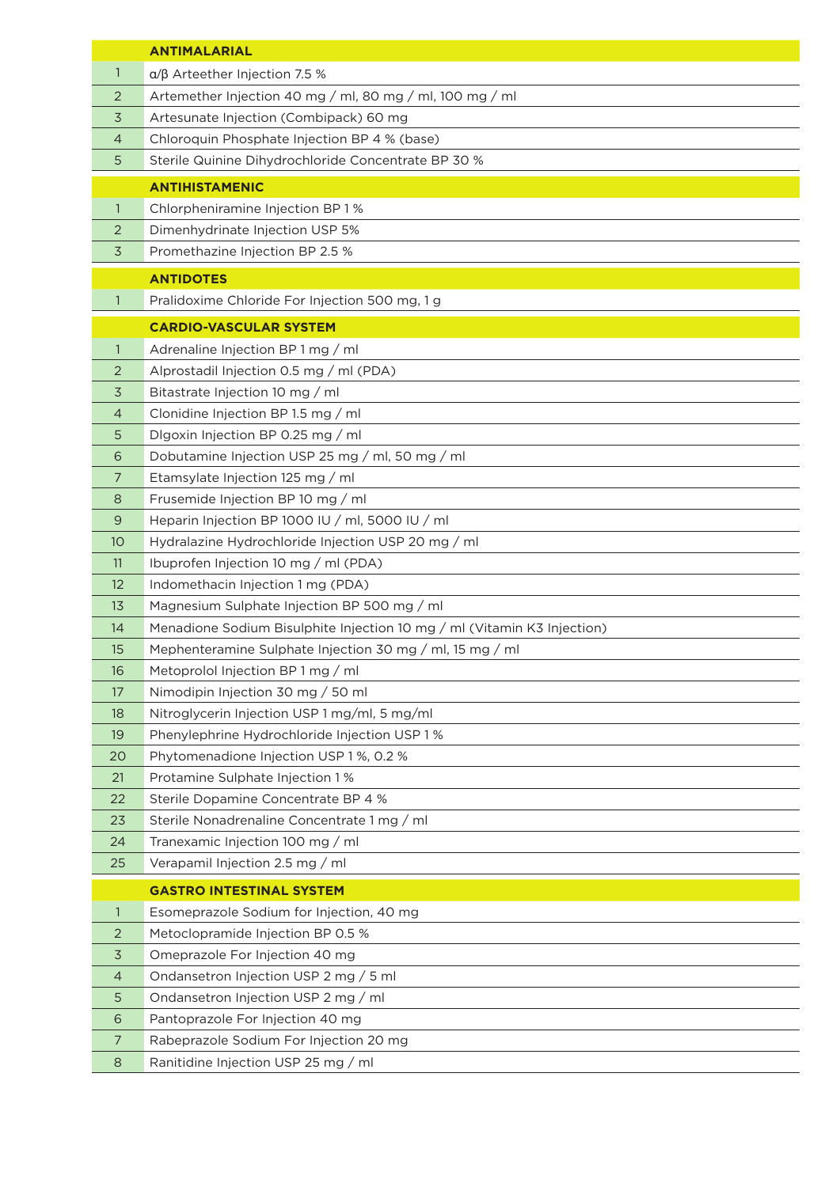| | ANTIMALARIAL |
|---|---|
| 1 | α/β Arteether Injection 7.5 % |
| 2 | Artemether Injection 40 mg / ml, 80 mg / ml, 100 mg / ml |
| 3 | Artesunate Injection (Combipack) 60 mg |
| 4 | Chloroquin Phosphate Injection BP 4 % (base) |
| 5 | Sterile Quinine Dihydrochloride Concentrate BP 30 % |
| | **ANTIHISTAMENIC** |
| 1 | Chlorpheniramine Injection BP 1 % |
| 2 | Dimenhydrinate Injection USP 5% |
| 3 | Promethazine Injection BP 2.5 % |
| | **ANTIDOTES** |
| 1 | Pralidoxime Chloride For Injection 500 mg, 1 g |
| | **CARDIO-VASCULAR SYSTEM** |
| 1 | Adrenaline Injection BP 1 mg / ml |
| 2 | Alprostadil Injection 0.5 mg / ml (PDA) |
| 3 | Bitastrate Injection 10 mg / ml |
| 4 | Clonidine Injection BP 1.5 mg / ml |
| 5 | DIgoxin Injection BP 0.25 mg / ml |
| 6 | Dobutamine Injection USP 25 mg / ml, 50 mg / ml |
| 7 | Etamsylate Injection 125 mg / ml |
| 8 | Frusemide Injection BP 10 mg / ml |
| 9 | Heparin Injection BP 1000 IU / ml, 5000 IU / ml |
| 10 | Hydralazine Hydrochloride Injection USP 20 mg / ml |
| 11 | Ibuprofen Injection 10 mg / ml (PDA) |
| 12 | Indomethacin Injection 1 mg (PDA) |
| 13 | Magnesium Sulphate Injection BP 500 mg / ml |
| 14 | Menadione Sodium Bisulphite Injection 10 mg / ml (Vitamin K3 Injection) |
| 15 | Mephenteramine Sulphate Injection 30 mg / ml, 15 mg / ml |
| 16 | Metoprolol Injection BP 1 mg / ml |
| 17 | Nimodipin Injection 30 mg / 50 ml |
| 18 | Nitroglycerin Injection USP 1 mg/ml, 5 mg/ml |
| 19 | Phenylephrine Hydrochloride Injection USP 1 % |
| 20 | Phytomenadione Injection USP 1 %, 0.2 % |
| 21 | Protamine Sulphate Injection 1 % |
| 22 | Sterile Dopamine Concentrate BP 4 % |
| 23 | Sterile Nonadrenaline Concentrate 1 mg / ml |
| 24 | Tranexamic Injection 100 mg / ml |
| 25 | Verapamil Injection 2.5 mg / ml |
| | **GASTRO INTESTINAL SYSTEM** |
| 1 | Esomeprazole Sodium for Injection, 40 mg |
| 2 | Metoclopramide Injection BP 0.5 % |
| 3 | Omeprazole For Injection 40 mg |
| 4 | Ondansetron Injection USP 2 mg / 5 ml |
| 5 | Ondansetron Injection USP 2 mg / ml |
| 6 | Pantoprazole For Injection 40 mg |
| 7 | Rabeprazole Sodium For Injection 20 mg |
| 8 | Ranitidine Injection USP 25 mg / ml |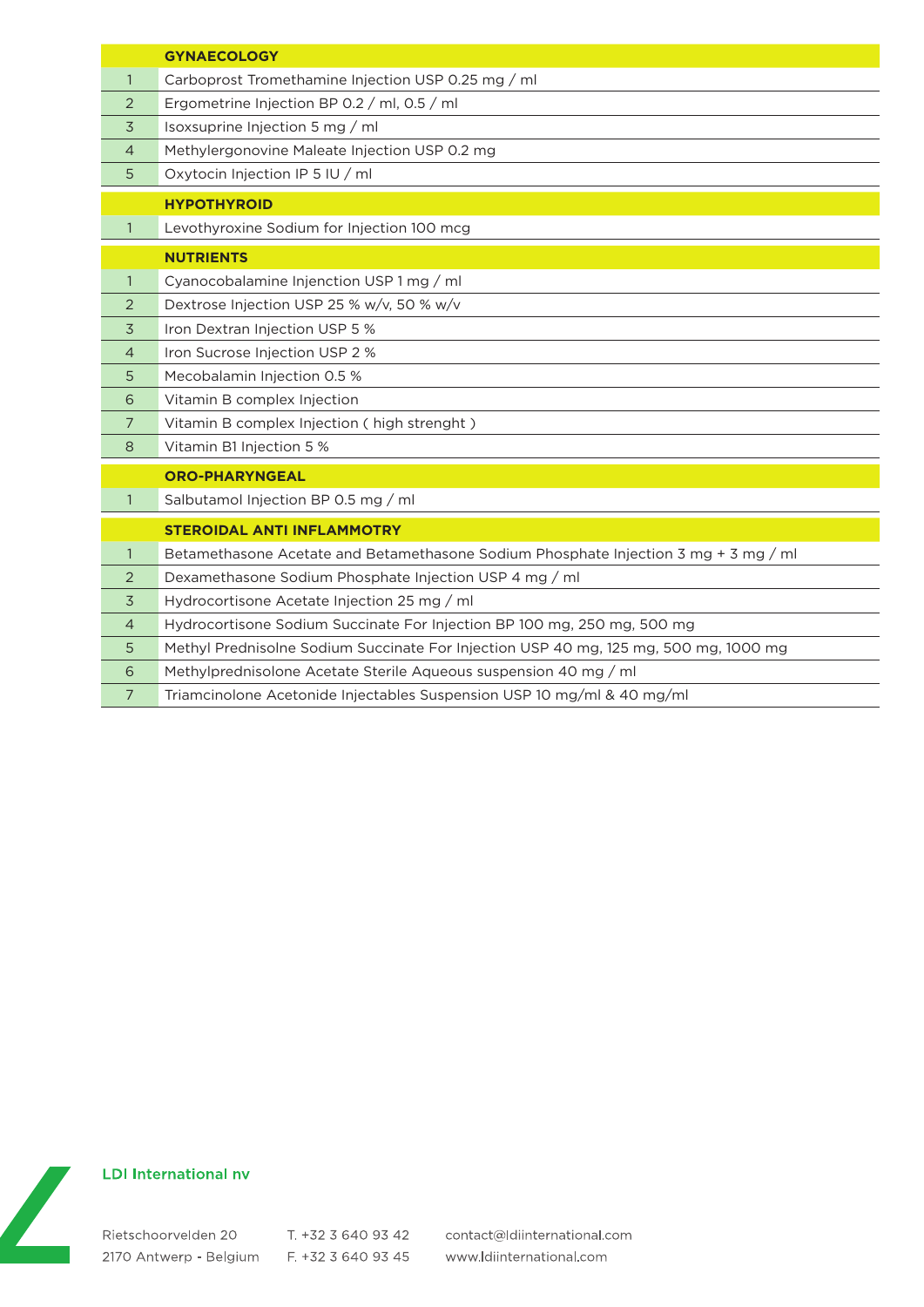| | |
|---|---|
| | **GYNAECOLOGY** |
| 1 | Carboprost Tromethamine Injection USP 0.25 mg / ml |
| 2 | Ergometrine Injection BP 0.2 / ml, 0.5 / ml |
| 3 | Isoxsuprine Injection 5 mg / ml |
| 4 | Methylergonovine Maleate Injection USP 0.2 mg |
| 5 | Oxytocin Injection IP 5 IU / ml |
| | **HYPOTHYROID** |
| 1 | Levothyroxine Sodium for Injection 100 mcg |
| | **NUTRIENTS** |
| 1 | Cyanocobalamine Injection USP 1 mg / ml |
| 2 | Dextrose Injection USP 25 % w/v, 50 % w/v |
| 3 | Iron Dextran Injection USP 5 % |
| 4 | Iron Sucrose Injection USP 2 % |
| 5 | Mecobalamin Injection 0.5 % |
| 6 | Vitamin B complex Injection |
| 7 | Vitamin B complex Injection ( high strenght ) |
| 8 | Vitamin B1 Injection 5 % |
| | **ORO-PHARYNGEAL** |
| 1 | Salbutamol Injection BP 0.5 mg / ml |
| | **STEROIDAL ANTI INFLAMMOTRY** |
| 1 | Betamethasone Acetate and Betamethasone Sodium Phosphate Injection 3 mg + 3 mg / ml |
| 2 | Dexamethasone Sodium Phosphate Injection USP 4 mg / ml |
| 3 | Hydrocortisone Acetate Injection 25 mg / ml |
| 4 | Hydrocortisone Sodium Succinate For Injection BP 100 mg, 250 mg, 500 mg |
| 5 | Methyl Prednisolne Sodium Succinate For Injection USP 40 mg, 125 mg, 500 mg, 1000 mg |
| 6 | Methylprednisolone Acetate Sterile Aqueous suspension 40 mg / ml |
| 7 | Triamcinolone Acetonide Injectables Suspension USP 10 mg/ml & 40 mg/ml |

**LDI International nv**

Rietschoorvelden 20
2170 Antwerp - Belgium

T. +32 3 640 93 42
F. +32 3 640 93 45

contact@ldiinternational.com
www.ldiinternational.com